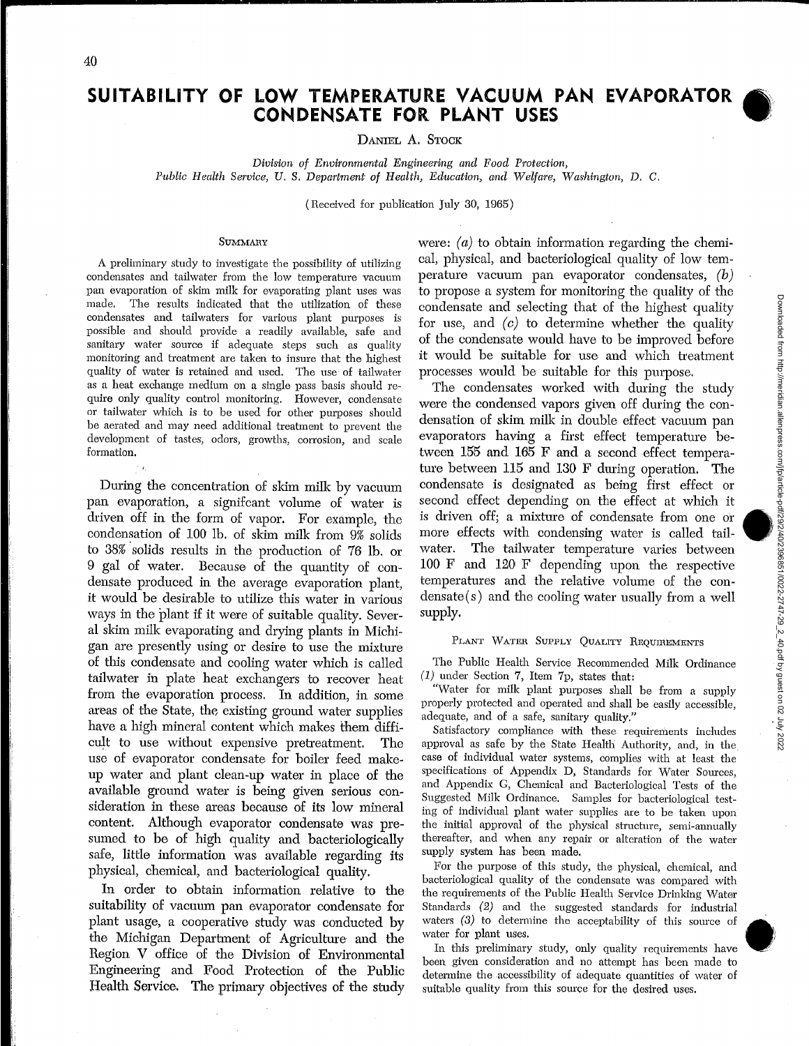# SUITABILITY OF LOW TEMPERATURE VACUUM PAN EVAPORATOR CONDENSATE FOR PLANT USES

DANIEL A. STOCK

*Division of Environmental Engineering and Food Protection,*
*Public Health Service, U. S. Department of Health, Education, and Welfare, Washington, D. C.*

(Received for publication July 30, 1965)

## SUMMARY

A preliminary study to investigate the possibility of utilizing condensates and tailwater from the low temperature vacuum pan evaporation of skim milk for evaporating plant uses was made. The results indicated that the utilization of these condensates and tailwaters for various plant purposes is possible and should provide a readily available, safe and sanitary water source if adequate steps such as quality monitoring and treatment are taken to insure that the highest quality of water is retained and used. The use of tailwater as a heat exchange medium on a single pass basis should require only quality control monitoring. However, condensate or tailwater which is to be used for other purposes should be aerated and may need additional treatment to prevent the development of tastes, odors, growths, corrosion, and scale formation.

During the concentration of skim milk by vacuum pan evaporation, a signifcant volume of water is driven off in the form of vapor. For example, the condensation of 100 lb. of skim milk from 9% solids to 38% solids results in the production of 76 lb. or 9 gal of water. Because of the quantity of condensate produced in the average evaporation plant, it would be desirable to utilize this water in various ways in the plant if it were of suitable quality. Several skim milk evaporating and drying plants in Michigan are presently using or desire to use the mixture of this condensate and cooling water which is called tailwater in plate heat exchangers to recover heat from the evaporation process. In addition, in some areas of the State, the existing ground water supplies have a high mineral content which makes them difficult to use without expensive pretreatment. The use of evaporator condensate for boiler feed makeup water and plant clean-up water in place of the available ground water is being given serious consideration in these areas because of its low mineral content. Although evaporator condensate was presumed to be of high quality and bacteriologically safe, little information was available regarding its physical, chemical, and bacteriological quality.

In order to obtain information relative to the suitability of vacuum pan evaporator condensate for plant usage, a cooperative study was conducted by the Michigan Department of Agriculture and the Region V office of the Division of Environmental Engineering and Food Protection of the Public Health Service. The primary objectives of the study were: *(a)* to obtain information regarding the chemical, physical, and bacteriological quality of low temperature vacuum pan evaporator condensates, *(b)* to propose a system for monitoring the quality of the condensate and selecting that of the highest quality for use, and *(c)* to determine whether the quality of the condensate would have to be improved before it would be suitable for use and which treatment processes would be suitable for this purpose.

The condensates worked with during the study were the condensed vapors given off during the condensation of skim milk in double effect vacuum pan evaporators having a first effect temperature between 155 and 165 F and a second effect temperature between 115 and 130 F during operation. The condensate is designated as being first effect or second effect depending on the effect at which it is driven off; a mixture of condensate from one or more effects with condensing water is called tailwater. The tailwater temperature varies between 100 F and 120 F depending upon the respective temperatures and the relative volume of the condensate(s) and the cooling water usually from a well supply.

## PLANT WATER SUPPLY QUALITY REQUIREMENTS

The Public Health Service Recommended Milk Ordinance *(1)* under Section 7, Item 7p, states that:

"Water for milk plant purposes shall be from a supply properly protected and operated and shall be easily accessible, adequate, and of a safe, sanitary quality."

Satisfactory compliance with these requirements includes approval as safe by the State Health Authority, and, in the case of individual water systems, complies with at least the specifications of Appendix D, Standards for Water Sources, and Appendix G, Chemical and Bacteriological Tests of the Suggested Milk Ordinance. Samples for bacteriological testing of individual plant water supplies are to be taken upon the initial approval of the physical structure, semi-annually thereafter, and when any repair or alteration of the water supply system has been made.

For the purpose of this study, the physical, chemical, and bacteriological quality of the condensate was compared with the requirements of the Public Health Service Drinking Water Standards *(2)* and the suggested standards for industrial waters *(3)* to determine the acceptability of this source of water for plant uses.

In this preliminary study, only quality requirements have been given consideration and no attempt has been made to determine the accessibility of adequate quantities of water of suitable quality from this source for the desired uses.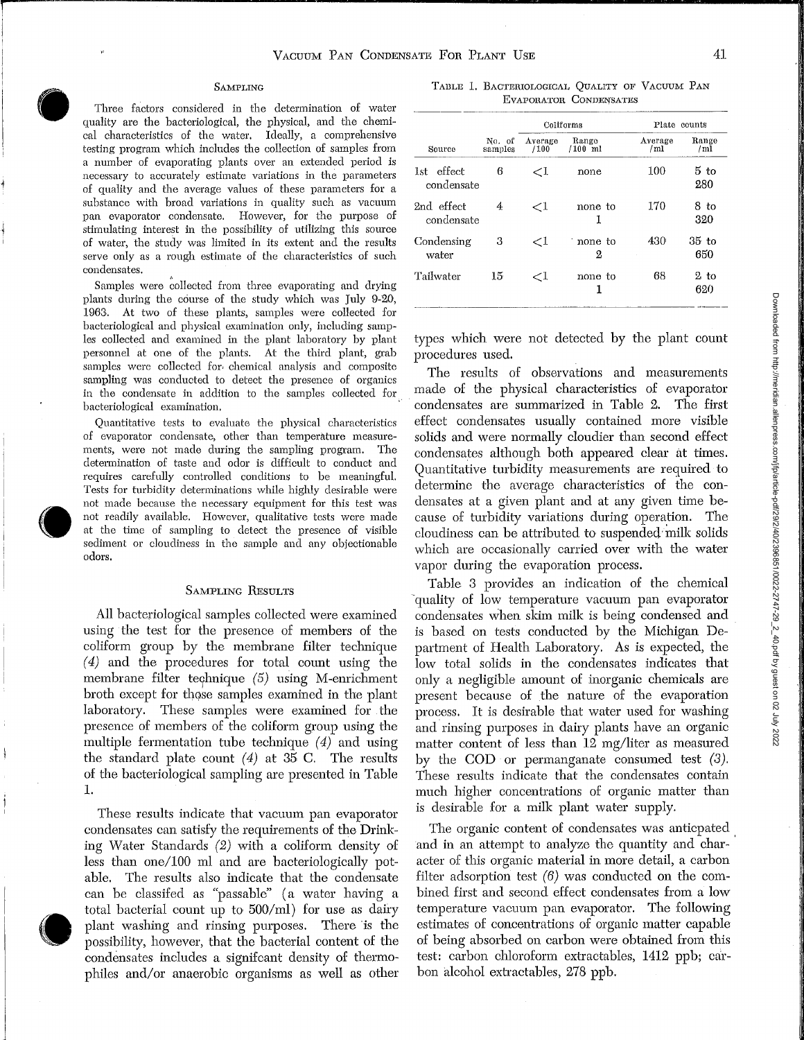## Sampling

Three factors considered in the determination of water quality are the bacteriological, the physical, and the chemical characteristics of the water. Ideally, a comprehensive testing program which includes the collection of samples from a number of evaporating plants over an extended period is necessary to accurately estimate variations in the parameters of quality and the average values of these parameters for a substance with broad variations in quality such as vacuum pan evaporator condensate. However, for the purpose of stimulating interest in the possibility of utilizing this source of water, the study was limited in its extent and the results serve only as a rough estimate of the characteristics of such condensates.

Samples were collected from three evaporating and drying plants during the course of the study which was July 9-20, 1963. At two of these plants, samples were collected for bacteriological and physical examination only, including samples collected and examined in the plant laboratory by plant personnel at one of the plants. At the third plant, grab samples were collected for chemical analysis and composite sampling was conducted to detect the presence of organics in the condensate in addition to the samples collected for bacteriological examination.

Quantitative tests to evaluate the physical characteristics of evaporator condensate, other than temperature measurements, were not made during the sampling program. The determination of taste and odor is difficult to conduct and requires carefully controlled conditions to be meaningful. Tests for turbidity determinations while highly desirable were not made because the necessary equipment for this test was not readily available. However, qualitative tests were made at the time of sampling to detect the presence of visible sediment or cloudiness in the sample and any objectionable odors.

## Sampling Results

All bacteriological samples collected were examined using the test for the presence of members of the coliform group by the membrane filter technique *(4)* and the procedures for total count using the membrane filter technique *(5)* using M-enrichment broth except for those samples examined in the plant laboratory. These samples were examined for the presence of members of the coliform group using the multiple fermentation tube technique *(4)* and using the standard plate count *(4)* at 35 C. The results of the bacteriological sampling are presented in Table 1.

These results indicate that vacuum pan evaporator condensates can satisfy the requirements of the Drinking Water Standards *(2)* with a coliform density of less than one/100 ml and are bacteriologically potable. The results also indicate that the condensate can be classified as "passable" (a water having a total bacterial count up to 500/ml) for use as dairy plant washing and rinsing purposes. There is the possibility, however, that the bacterial content of the condensates includes a signifcant density of thermophiles and/or anaerobic organisms as well as other types which were not detected by the plant count procedures used.

Table 1. Bacteriological Quality of Vacuum Pan Evaporator Condensates

| Source | No. of samples | Coliforms | | Plate counts | |
|---|---|---|---|---|---|
| | | Average /100 | Range /100 ml | Average /ml | Range /ml |
| 1st effect condensate | 6 | <1 | none | 100 | 5 to 280 |
| 2nd effect condensate | 4 | <1 | none to 1 | 170 | 8 to 320 |
| Condensing water | 3 | <1 | none to 2 | 430 | 35 to 650 |
| Tailwater | 15 | <1 | none to 1 | 68 | 2 to 620 |

The results of observations and measurements made of the physical characteristics of evaporator condensates are summarized in Table 2. The first effect condensates usually contained more visible solids and were normally cloudier than second effect condensates although both appeared clear at times. Quantitative turbidity measurements are required to determine the average characteristics of the condensates at a given plant and at any given time because of turbidity variations during operation. The cloudiness can be attributed to suspended milk solids which are occasionally carried over with the water vapor during the evaporation process.

Table 3 provides an indication of the chemical quality of low temperature vacuum pan evaporator condensates when skim milk is being condensed and is based on tests conducted by the Michigan Department of Health Laboratory. As is expected, the low total solids in the condensates indicates that only a negligible amount of inorganic chemicals are present because of the nature of the evaporation process. It is desirable that water used for washing and rinsing purposes in dairy plants have an organic matter content of less than 12 mg/liter as measured by the COD or permanganate consumed test *(3)*. These results indicate that the condensates contain much higher concentrations of organic matter than is desirable for a milk plant water supply.

The organic content of condensates was anticpated and in an attempt to analyze the quantity and character of this organic material in more detail, a carbon filter adsorption test *(6)* was conducted on the combined first and second effect condensates from a low temperature vacuum pan evaporator. The following estimates of concentrations of organic matter capable of being absorbed on carbon were obtained from this test: carbon chloroform extractables, 1412 ppb; carbon alcohol extractables, 278 ppb.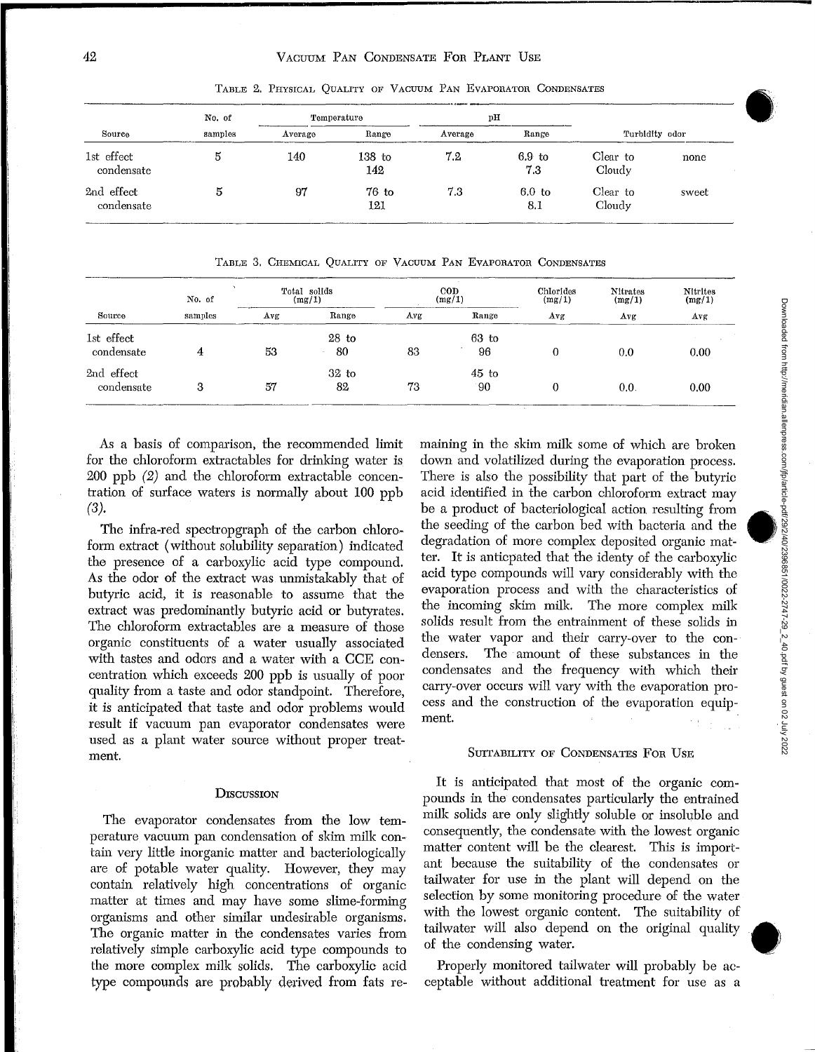TABLE 2. PHYSICAL QUALITY OF VACUUM PAN EVAPORATOR CONDENSATES

| Source | No. of samples | Temperature | | pH | | Turbidity | odor |
|---|---|---|---|---|---|---|---|
| | | Average | Range | Average | Range | | |
| 1st effect condensate | 5 | 140 | 138 to 142 | 7.2 | 6.9 to 7.3 | Clear to Cloudy | none |
| 2nd effect condensate | 5 | 97 | 76 to 121 | 7.3 | 6.0 to 8.1 | Clear to Cloudy | sweet |

TABLE 3. CHEMICAL QUALITY OF VACUUM PAN EVAPORATOR CONDENSATES

| Source | No. of samples | Total solids (mg/1) | | COD (mg/1) | | Chlorides (mg/1) | Nitrates (mg/1) | Nitrites (mg/1) |
|---|---|---|---|---|---|---|---|---|
| | | Avg | Range | Avg | Range | Avg | Avg | Avg |
| 1st effect condensate | 4 | 53 | 28 to 80 | 83 | 63 to 96 | 0 | 0.0 | 0.00 |
| 2nd effect condensate | 3 | 57 | 32 to 82 | 73 | 45 to 90 | 0 | 0.0 | 0.00 |

As a basis of comparison, the recommended limit for the chloroform extractables for drinking water is 200 ppb *(2)* and the chloroform extractable concentration of surface waters is normally about 100 ppb *(3)*.

The infra-red spectropgraph of the carbon chloroform extract (without solubility separation) indicated the presence of a carboxylic acid type compound. As the odor of the extract was unmistakably that of butyric acid, it is reasonable to assume that the extract was predominantly butyric acid or butyrates. The chloroform extractables are a measure of those organic constituents of a water usually associated with tastes and odors and a water with a CCE concentration which exceeds 200 ppb is usually of poor quality from a taste and odor standpoint. Therefore, it is anticipated that taste and odor problems would result if vacuum pan evaporator condensates were used as a plant water source without proper treatment.

## DISCUSSION

The evaporator condensates from the low temperature vacuum pan condensation of skim milk contain very little inorganic matter and bacteriologically are of potable water quality. However, they may contain relatively high concentrations of organic matter at times and may have some slime-forming organisms and other similar undesirable organisms. The organic matter in the condensates varies from relatively simple carboxylic acid type compounds to the more complex milk solids. The carboxylic acid type compounds are probably derived from fats remaining in the skim milk some of which are broken down and volatilized during the evaporation process. There is also the possibility that part of the butyric acid identified in the carbon chloroform extract may be a product of bacteriological action resulting from the seeding of the carbon bed with bacteria and the degradation of more complex deposited organic matter. It is anticipated that the identy of the carboxylic acid type compounds will vary considerably with the evaporation process and with the characteristics of the incoming skim milk. The more complex milk solids result from the entrainment of these solids in the water vapor and their carry-over to the condensers. The amount of these substances in the condensates and the frequency with which their carry-over occurs will vary with the evaporation process and the construction of the evaporation equipment.

## SUITABILITY OF CONDENSATES FOR USE

It is anticipated that most of the organic compounds in the condensates particularly the entrained milk solids are only slightly soluble or insoluble and consequently, the condensate with the lowest organic matter content will be the clearest. This is important because the suitability of the condensates or tailwater for use in the plant will depend on the selection by some monitoring procedure of the water with the lowest organic content. The suitability of tailwater will also depend on the original quality of the condensing water.

Properly monitored tailwater will probably be acceptable without additional treatment for use as a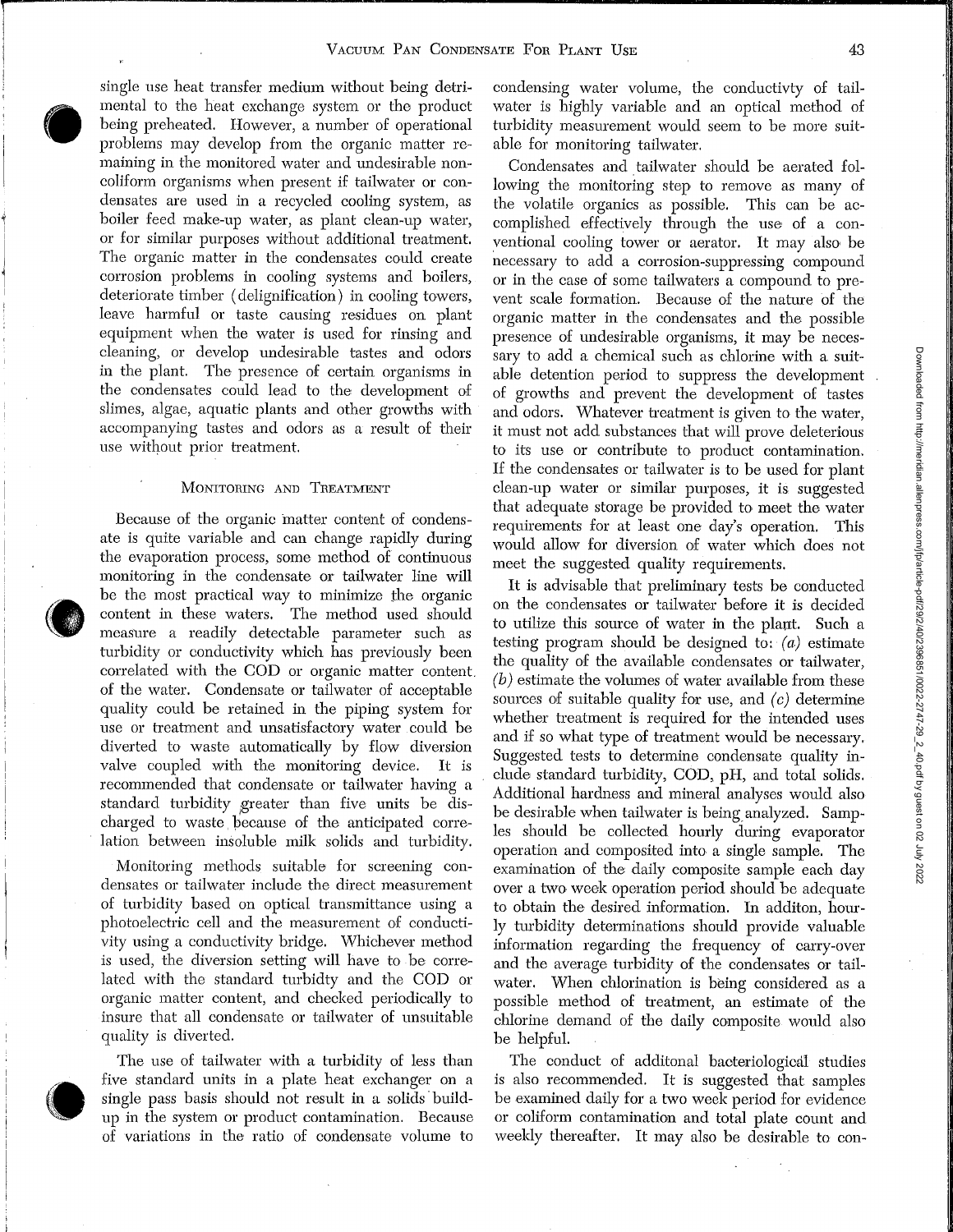single use heat transfer medium without being detrimental to the heat exchange system or the product being preheated. However, a number of operational problems may develop from the organic matter remaining in the monitored water and undesirable non-coliform organisms when present if tailwater or condensates are used in a recycled cooling system, as boiler feed make-up water, as plant clean-up water, or for similar purposes without additional treatment. The organic matter in the condensates could create corrosion problems in cooling systems and boilers, deteriorate timber (delignification) in cooling towers, leave harmful or taste causing residues on plant equipment when the water is used for rinsing and cleaning, or develop undesirable tastes and odors in the plant. The presence of certain organisms in the condensates could lead to the development of slimes, algae, aquatic plants and other growths with accompanying tastes and odors as a result of their use without prior treatment.

## Monitoring and Treatment

Because of the organic matter content of condensate is quite variable and can change rapidly during the evaporation process, some method of continuous monitoring in the condensate or tailwater line will be the most practical way to minimize the organic content in these waters. The method used should measure a readily detectable parameter such as turbidity or conductivity which has previously been correlated with the COD or organic matter content of the water. Condensate or tailwater of acceptable quality could be retained in the piping system for use or treatment and unsatisfactory water could be diverted to waste automatically by flow diversion valve coupled with the monitoring device. It is recommended that condensate or tailwater having a standard turbidity greater than five units be discharged to waste because of the anticipated correlation between insoluble milk solids and turbidity.

Monitoring methods suitable for screening condensates or tailwater include the direct measurement of turbidity based on optical transmittance using a photoelectric cell and the measurement of conductivity using a conductivity bridge. Whichever method is used, the diversion setting will have to be correlated with the standard turbidty and the COD or organic matter content, and checked periodically to insure that all condensate or tailwater of unsuitable quality is diverted.

The use of tailwater with a turbidity of less than five standard units in a plate heat exchanger on a single pass basis should not result in a solids build-up in the system or product contamination. Because of variations in the ratio of condensate volume to condensing water volume, the conductivty of tailwater is highly variable and an optical method of turbidity measurement would seem to be more suitable for monitoring tailwater.

Condensates and tailwater should be aerated following the monitoring step to remove as many of the volatile organics as possible. This can be accomplished effectively through the use of a conventional cooling tower or aerator. It may also be necessary to add a corrosion-suppressing compound or in the case of some tailwaters a compound to prevent scale formation. Because of the nature of the organic matter in the condensates and the possible presence of undesirable organisms, it may be necessary to add a chemical such as chlorine with a suitable detention period to suppress the development of growths and prevent the development of tastes and odors. Whatever treatment is given to the water, it must not add substances that will prove deleterious to its use or contribute to product contamination. If the condensates or tailwater is to be used for plant clean-up water or similar purposes, it is suggested that adequate storage be provided to meet the water requirements for at least one day's operation. This would allow for diversion of water which does not meet the suggested quality requirements.

It is advisable that preliminary tests be conducted on the condensates or tailwater before it is decided to utilize this source of water in the plant. Such a testing program should be designed to: *(a)* estimate the quality of the available condensates or tailwater, *(b)* estimate the volumes of water available from these sources of suitable quality for use, and *(c)* determine whether treatment is required for the intended uses and if so what type of treatment would be necessary. Suggested tests to determine condensate quality include standard turbidity, COD, pH, and total solids. Additional hardness and mineral analyses would also be desirable when tailwater is being analyzed. Samples should be collected hourly during evaporator operation and composited into a single sample. The examination of the daily composite sample each day over a two week operation period should be adequate to obtain the desired information. In additon, hourly turbidity determinations should provide valuable information regarding the frequency of carry-over and the average turbidity of the condensates or tailwater. When chlorination is being considered as a possible method of treatment, an estimate of the chlorine demand of the daily composite would also be helpful.

The conduct of additonal bacteriological studies is also recommended. It is suggested that samples be examined daily for a two week period for evidence or coliform contamination and total plate count and weekly thereafter. It may also be desirable to con-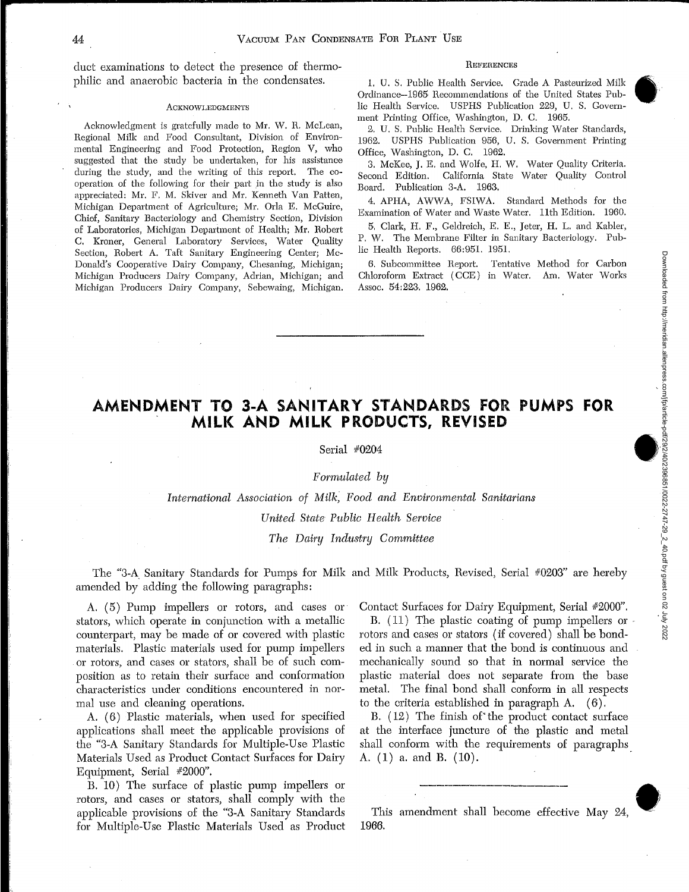duct examinations to detect the presence of thermophilic and anaerobic bacteria in the condensates.

#### Acknowledgments

Acknowledgment is gratefully made to Mr. W. R. McLean, Regional Milk and Food Consultant, Division of Environmental Engineering and Food Protection, Region V, who suggested that the study be undertaken, for his assistance during the study, and the writing of this report. The cooperation of the following for their part in the study is also appreciated: Mr. F. M. Skiver and Mr. Kenneth Van Patten, Michigan Department of Agriculture; Mr. Orla E. McGuire, Chief, Sanitary Bacteriology and Chemistry Section, Division of Laboratories, Michigan Department of Health; Mr. Robert C. Kroner, General Laboratory Services, Water Quality Section, Robert A. Taft Sanitary Engineering Center; McDonald's Cooperative Dairy Company, Chesaning, Michigan; Michigan Producers Dairy Company, Adrian, Michigan; and Michigan Producers Dairy Company, Sebewaing, Michigan.

#### References

1. U. S. Public Health Service. Grade A Pasteurized Milk Ordinance—1965 Recommendations of the United States Public Health Service. USPHS Publication 229, U. S. Government Printing Office, Washington, D. C. 1965.

2. U. S. Public Health Service. Drinking Water Standards, 1962. USPHS Publication 956, U. S. Government Printing Office, Washington, D. C. 1962.

3. McKee, J. E. and Wolfe, H. W. Water Quality Criteria. Second Edition. California State Water Quality Control Board. Publication 3-A. 1963.

4. APHA, AWWA, FSIWA. Standard Methods for the Examination of Water and Waste Water. 11th Edition. 1960.

5. Clark, H. F., Geldreich, E. E., Jeter, H. L. and Kabler, P. W. The Membrane Filter in Sanitary Bacteriology. Public Health Reports. 66:951. 1951.

6. Subcommittee Report. Tentative Method for Carbon Chloroform Extract (CCE) in Water. Am. Water Works Assoc. 54:223. 1962.

---

# AMENDMENT TO 3-A SANITARY STANDARDS FOR PUMPS FOR MILK AND MILK PRODUCTS, REVISED

Serial #0204

*Formulated by*

*International Association of Milk, Food and Environmental Sanitarians*

*United State Public Health Service*

*The Dairy Industry Committee*

The "3-A Sanitary Standards for Pumps for Milk and Milk Products, Revised, Serial #0203" are hereby amended by adding the following paragraphs:

A. (5) Pump impellers or rotors, and cases or stators, which operate in conjunction with a metallic counterpart, may be made of or covered with plastic materials. Plastic materials used for pump impellers or rotors, and cases or stators, shall be of such composition as to retain their surface and conformation characteristics under conditions encountered in normal use and cleaning operations.

A. (6) Plastic materials, when used for specified applications shall meet the applicable provisions of the "3-A Sanitary Standards for Multiple-Use Plastic Materials Used as Product Contact Surfaces for Dairy Equipment, Serial #2000".

B. 10) The surface of plastic pump impellers or rotors, and cases or stators, shall comply with the applicable provisions of the "3-A Sanitary Standards for Multiple-Use Plastic Materials Used as Product Contact Surfaces for Dairy Equipment, Serial #2000".

B. (11) The plastic coating of pump impellers or rotors and cases or stators (if covered) shall be bonded in such a manner that the bond is continuous and mechanically sound so that in normal service the plastic material does not separate from the base metal. The final bond shall conform in all respects to the criteria established in paragraph A. (6).

B. (12) The finish of the product contact surface at the interface juncture of the plastic and metal shall conform with the requirements of paragraphs A. (1) a. and B. (10).

---

This amendment shall become effective May 24, 1966.